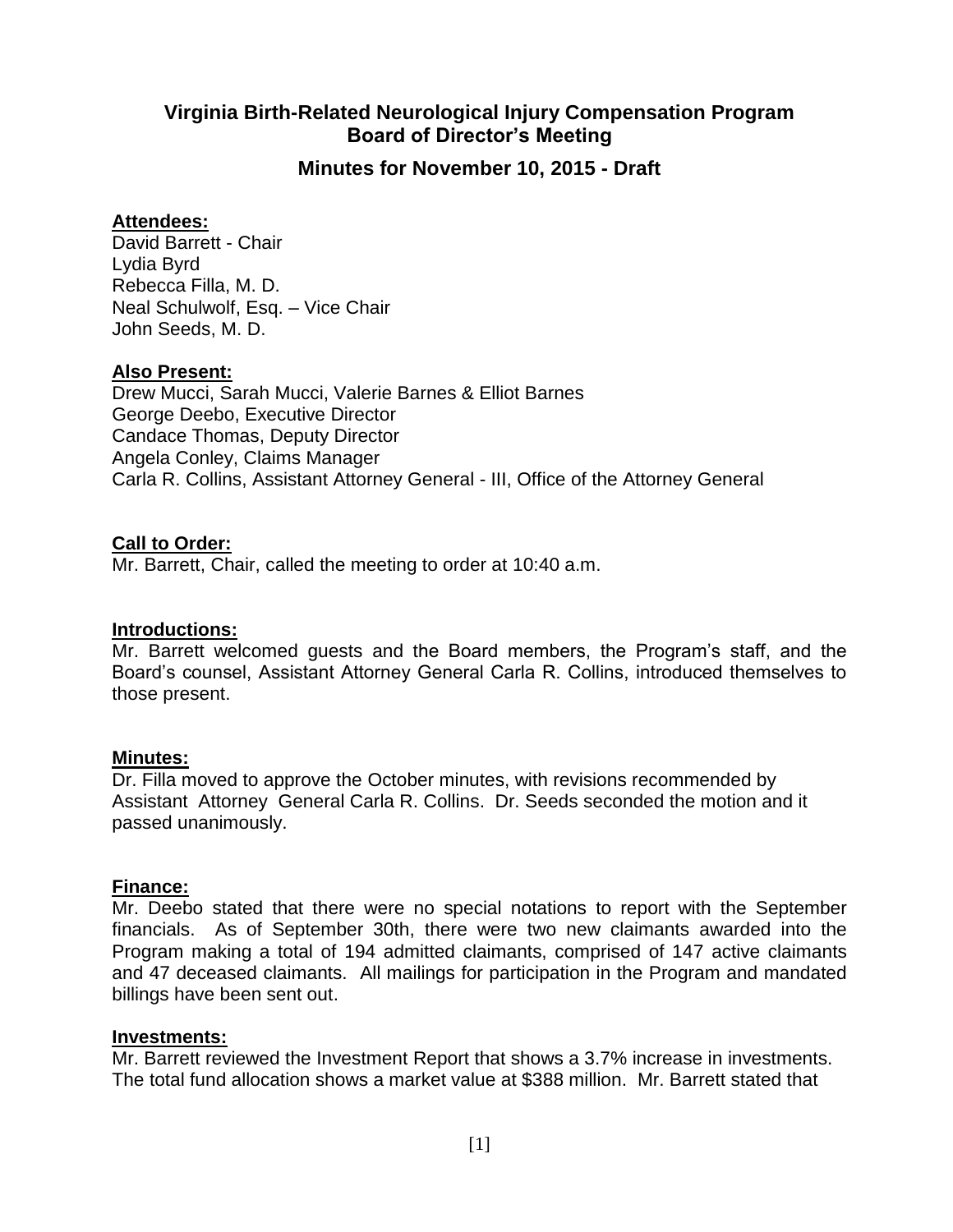# Virginia Birth-Related Neurological Injury Compensation Program
## Board of Director's Meeting

### Minutes for November 10, 2015 - Draft

**Attendees:**

David Barrett - Chair
Lydia Byrd
Rebecca Filla, M. D.
Neal Schulwolf, Esq. – Vice Chair
John Seeds, M. D.

**Also Present:**

Drew Mucci, Sarah Mucci, Valerie Barnes & Elliot Barnes
George Deebo, Executive Director
Candace Thomas, Deputy Director
Angela Conley, Claims Manager
Carla R. Collins, Assistant Attorney General - III, Office of the Attorney General

**Call to Order:**

Mr. Barrett, Chair, called the meeting to order at 10:40 a.m.

**Introductions:**

Mr. Barrett welcomed guests and the Board members, the Program's staff, and the Board's counsel, Assistant Attorney General Carla R. Collins, introduced themselves to those present.

**Minutes:**

Dr. Filla moved to approve the October minutes, with revisions recommended by Assistant Attorney General Carla R. Collins. Dr. Seeds seconded the motion and it passed unanimously.

**Finance:**

Mr. Deebo stated that there were no special notations to report with the September financials. As of September 30th, there were two new claimants awarded into the Program making a total of 194 admitted claimants, comprised of 147 active claimants and 47 deceased claimants. All mailings for participation in the Program and mandated billings have been sent out.

**Investments:**

Mr. Barrett reviewed the Investment Report that shows a 3.7% increase in investments. The total fund allocation shows a market value at $388 million. Mr. Barrett stated that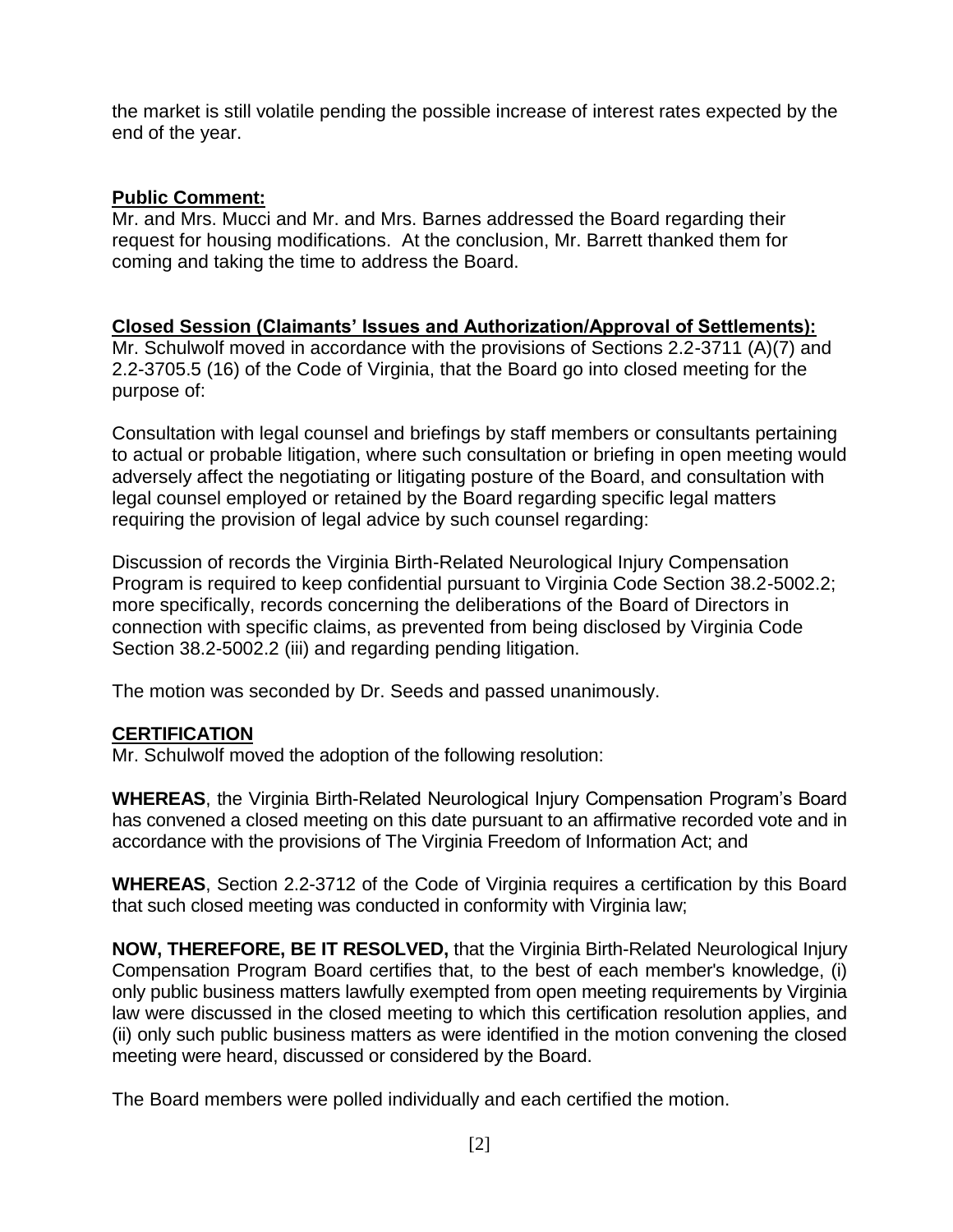the market is still volatile pending the possible increase of interest rates expected by the end of the year.

**Public Comment:**

Mr. and Mrs. Mucci and Mr. and Mrs. Barnes addressed the Board regarding their request for housing modifications. At the conclusion, Mr. Barrett thanked them for coming and taking the time to address the Board.

**Closed Session (Claimants' Issues and Authorization/Approval of Settlements):**

Mr. Schulwolf moved in accordance with the provisions of Sections 2.2-3711 (A)(7) and 2.2-3705.5 (16) of the Code of Virginia, that the Board go into closed meeting for the purpose of:

Consultation with legal counsel and briefings by staff members or consultants pertaining to actual or probable litigation, where such consultation or briefing in open meeting would adversely affect the negotiating or litigating posture of the Board, and consultation with legal counsel employed or retained by the Board regarding specific legal matters requiring the provision of legal advice by such counsel regarding:

Discussion of records the Virginia Birth-Related Neurological Injury Compensation Program is required to keep confidential pursuant to Virginia Code Section 38.2-5002.2; more specifically, records concerning the deliberations of the Board of Directors in connection with specific claims, as prevented from being disclosed by Virginia Code Section 38.2-5002.2 (iii) and regarding pending litigation.

The motion was seconded by Dr. Seeds and passed unanimously.

**CERTIFICATION**

Mr. Schulwolf moved the adoption of the following resolution:

**WHEREAS**, the Virginia Birth-Related Neurological Injury Compensation Program's Board has convened a closed meeting on this date pursuant to an affirmative recorded vote and in accordance with the provisions of The Virginia Freedom of Information Act; and

**WHEREAS**, Section 2.2-3712 of the Code of Virginia requires a certification by this Board that such closed meeting was conducted in conformity with Virginia law;

**NOW, THEREFORE, BE IT RESOLVED,** that the Virginia Birth-Related Neurological Injury Compensation Program Board certifies that, to the best of each member's knowledge, (i) only public business matters lawfully exempted from open meeting requirements by Virginia law were discussed in the closed meeting to which this certification resolution applies, and (ii) only such public business matters as were identified in the motion convening the closed meeting were heard, discussed or considered by the Board.

The Board members were polled individually and each certified the motion.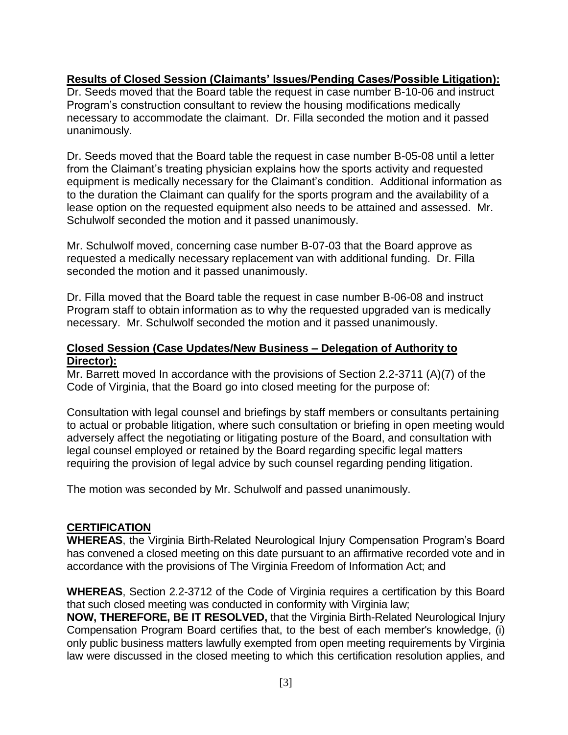**Results of Closed Session (Claimants' Issues/Pending Cases/Possible Litigation):**

Dr. Seeds moved that the Board table the request in case number B-10-06 and instruct Program's construction consultant to review the housing modifications medically necessary to accommodate the claimant. Dr. Filla seconded the motion and it passed unanimously.

Dr. Seeds moved that the Board table the request in case number B-05-08 until a letter from the Claimant's treating physician explains how the sports activity and requested equipment is medically necessary for the Claimant's condition. Additional information as to the duration the Claimant can qualify for the sports program and the availability of a lease option on the requested equipment also needs to be attained and assessed. Mr. Schulwolf seconded the motion and it passed unanimously.

Mr. Schulwolf moved, concerning case number B-07-03 that the Board approve as requested a medically necessary replacement van with additional funding. Dr. Filla seconded the motion and it passed unanimously.

Dr. Filla moved that the Board table the request in case number B-06-08 and instruct Program staff to obtain information as to why the requested upgraded van is medically necessary. Mr. Schulwolf seconded the motion and it passed unanimously.

**Closed Session (Case Updates/New Business – Delegation of Authority to Director):**

Mr. Barrett moved In accordance with the provisions of Section 2.2-3711 (A)(7) of the Code of Virginia, that the Board go into closed meeting for the purpose of:

Consultation with legal counsel and briefings by staff members or consultants pertaining to actual or probable litigation, where such consultation or briefing in open meeting would adversely affect the negotiating or litigating posture of the Board, and consultation with legal counsel employed or retained by the Board regarding specific legal matters requiring the provision of legal advice by such counsel regarding pending litigation.

The motion was seconded by Mr. Schulwolf and passed unanimously.

**CERTIFICATION**

**WHEREAS**, the Virginia Birth-Related Neurological Injury Compensation Program's Board has convened a closed meeting on this date pursuant to an affirmative recorded vote and in accordance with the provisions of The Virginia Freedom of Information Act; and

**WHEREAS**, Section 2.2-3712 of the Code of Virginia requires a certification by this Board that such closed meeting was conducted in conformity with Virginia law;

**NOW, THEREFORE, BE IT RESOLVED,** that the Virginia Birth-Related Neurological Injury Compensation Program Board certifies that, to the best of each member's knowledge, (i) only public business matters lawfully exempted from open meeting requirements by Virginia law were discussed in the closed meeting to which this certification resolution applies, and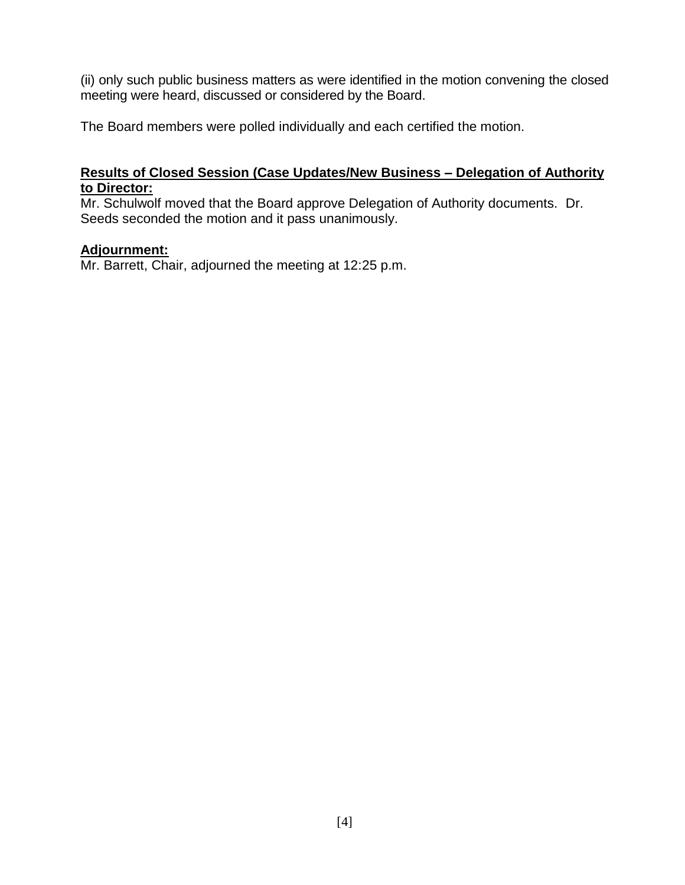(ii) only such public business matters as were identified in the motion convening the closed meeting were heard, discussed or considered by the Board.

The Board members were polled individually and each certified the motion.

**Results of Closed Session (Case Updates/New Business – Delegation of Authority to Director:**

Mr. Schulwolf moved that the Board approve Delegation of Authority documents. Dr. Seeds seconded the motion and it pass unanimously.

**Adjournment:**

Mr. Barrett, Chair, adjourned the meeting at 12:25 p.m.